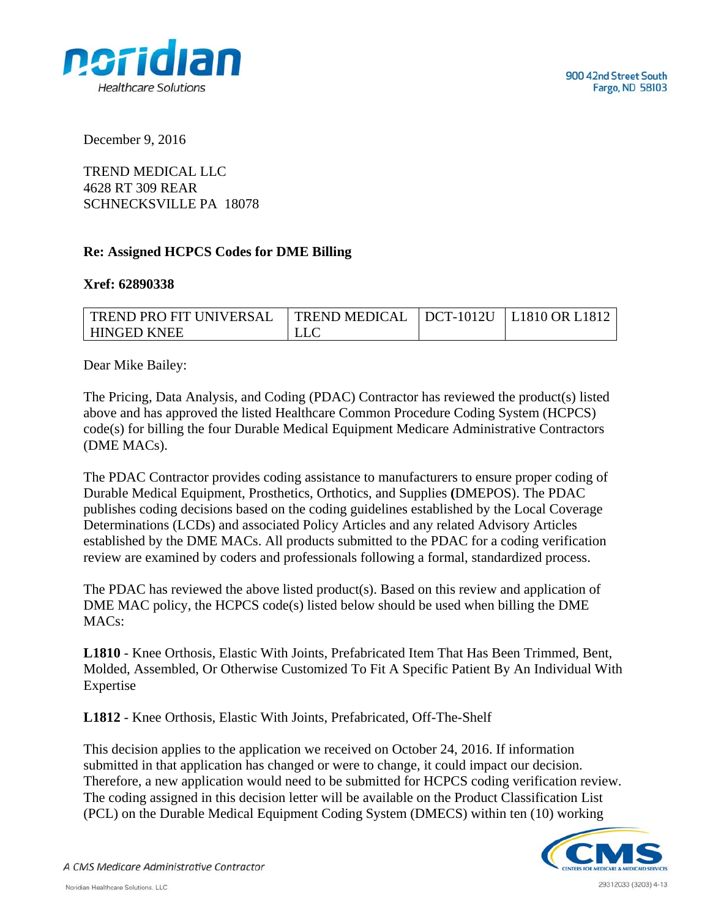900 42nd Street South
Fargo, ND 58103

December 9, 2016

TREND MEDICAL LLC
4628 RT 309 REAR
SCHNECKSVILLE PA 18078

**Re: Assigned HCPCS Codes for DME Billing**

**Xref: 62890338**

| TREND PRO FIT UNIVERSAL HINGED KNEE | TREND MEDICAL LLC | DCT-1012U | L1810 OR L1812 |
|---|---|---|---|

Dear Mike Bailey:

The Pricing, Data Analysis, and Coding (PDAC) Contractor has reviewed the product(s) listed above and has approved the listed Healthcare Common Procedure Coding System (HCPCS) code(s) for billing the four Durable Medical Equipment Medicare Administrative Contractors (DME MACs).

The PDAC Contractor provides coding assistance to manufacturers to ensure proper coding of Durable Medical Equipment, Prosthetics, Orthotics, and Supplies **(**DMEPOS). The PDAC publishes coding decisions based on the coding guidelines established by the Local Coverage Determinations (LCDs) and associated Policy Articles and any related Advisory Articles established by the DME MACs. All products submitted to the PDAC for a coding verification review are examined by coders and professionals following a formal, standardized process.

The PDAC has reviewed the above listed product(s). Based on this review and application of DME MAC policy, the HCPCS code(s) listed below should be used when billing the DME MACs:

**L1810** - Knee Orthosis, Elastic With Joints, Prefabricated Item That Has Been Trimmed, Bent, Molded, Assembled, Or Otherwise Customized To Fit A Specific Patient By An Individual With Expertise

**L1812** - Knee Orthosis, Elastic With Joints, Prefabricated, Off-The-Shelf

This decision applies to the application we received on October 24, 2016. If information submitted in that application has changed or were to change, it could impact our decision. Therefore, a new application would need to be submitted for HCPCS coding verification review. The coding assigned in this decision letter will be available on the Product Classification List (PCL) on the Durable Medical Equipment Coding System (DMECS) within ten (10) working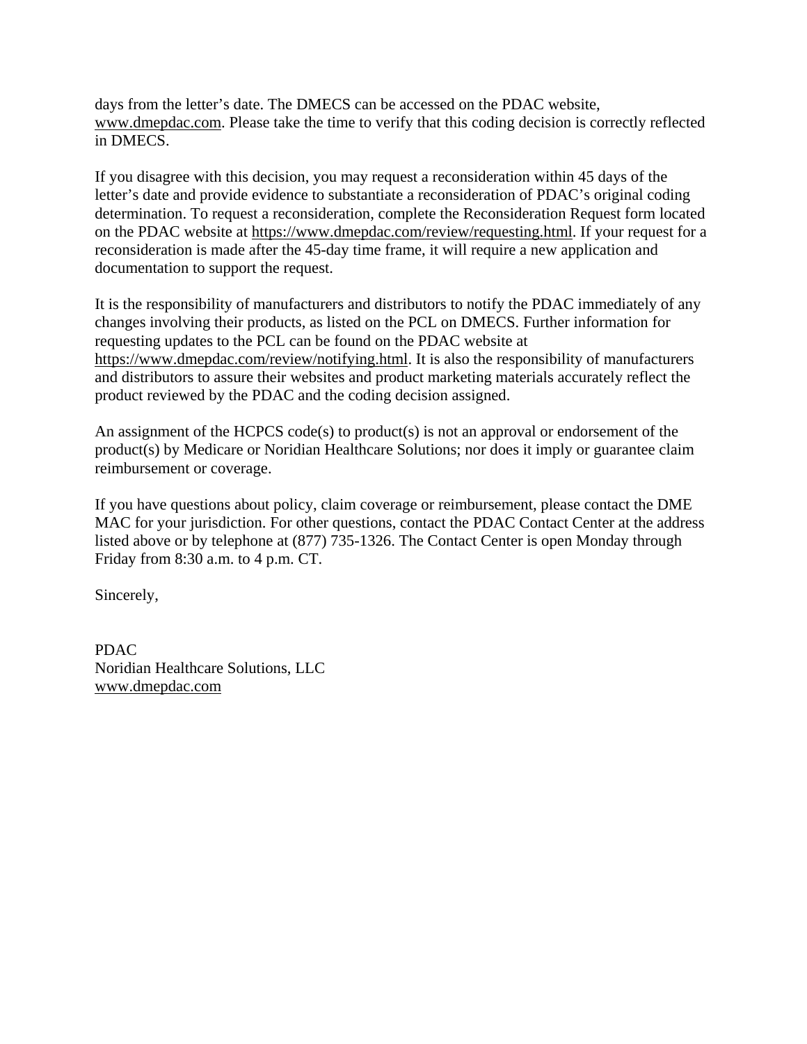days from the letter's date. The DMECS can be accessed on the PDAC website, www.dmepdac.com. Please take the time to verify that this coding decision is correctly reflected in DMECS.

If you disagree with this decision, you may request a reconsideration within 45 days of the letter's date and provide evidence to substantiate a reconsideration of PDAC's original coding determination. To request a reconsideration, complete the Reconsideration Request form located on the PDAC website at https://www.dmepdac.com/review/requesting.html. If your request for a reconsideration is made after the 45-day time frame, it will require a new application and documentation to support the request.

It is the responsibility of manufacturers and distributors to notify the PDAC immediately of any changes involving their products, as listed on the PCL on DMECS. Further information for requesting updates to the PCL can be found on the PDAC website at https://www.dmepdac.com/review/notifying.html. It is also the responsibility of manufacturers and distributors to assure their websites and product marketing materials accurately reflect the product reviewed by the PDAC and the coding decision assigned.

An assignment of the HCPCS code(s) to product(s) is not an approval or endorsement of the product(s) by Medicare or Noridian Healthcare Solutions; nor does it imply or guarantee claim reimbursement or coverage.

If you have questions about policy, claim coverage or reimbursement, please contact the DME MAC for your jurisdiction. For other questions, contact the PDAC Contact Center at the address listed above or by telephone at (877) 735-1326. The Contact Center is open Monday through Friday from 8:30 a.m. to 4 p.m. CT.

Sincerely,

PDAC
Noridian Healthcare Solutions, LLC
www.dmepdac.com